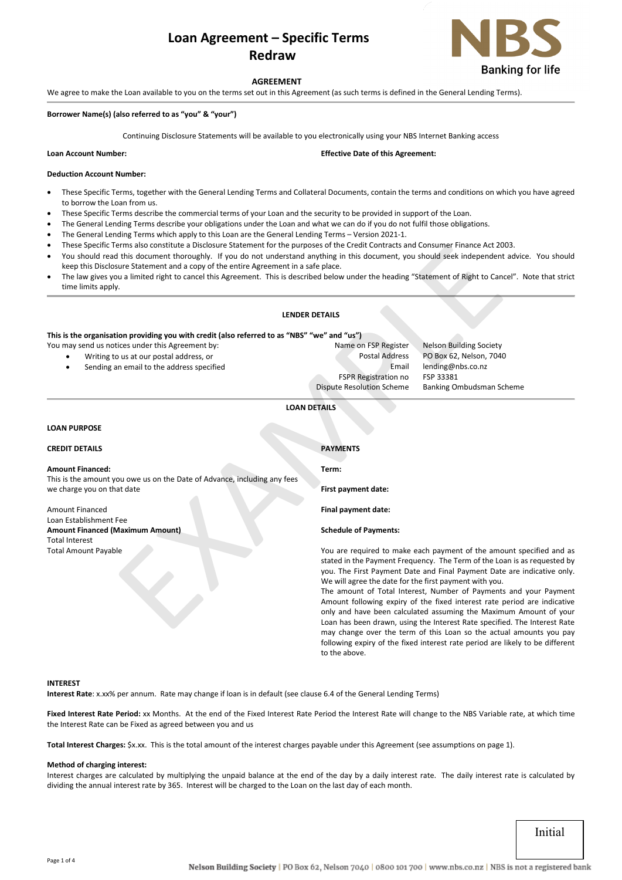# Loan Agreement – Specific Terms Redraw

NBS
Banking for life

## AGREEMENT

We agree to make the Loan available to you on the terms set out in this Agreement (as such terms is defined in the General Lending Terms).

**Borrower Name(s) (also referred to as "you" & "your")**

Continuing Disclosure Statements will be available to you electronically using your NBS Internet Banking access

**Loan Account Number:**

**Effective Date of this Agreement:**

**Deduction Account Number:**

- These Specific Terms, together with the General Lending Terms and Collateral Documents, contain the terms and conditions on which you have agreed to borrow the Loan from us.
- These Specific Terms describe the commercial terms of your Loan and the security to be provided in support of the Loan.
- The General Lending Terms describe your obligations under the Loan and what we can do if you do not fulfil those obligations.
- The General Lending Terms which apply to this Loan are the General Lending Terms – Version 2021-1.
- These Specific Terms also constitute a Disclosure Statement for the purposes of the Credit Contracts and Consumer Finance Act 2003.
- You should read this document thoroughly. If you do not understand anything in this document, you should seek independent advice. You should keep this Disclosure Statement and a copy of the entire Agreement in a safe place.
- The law gives you a limited right to cancel this Agreement. This is described below under the heading "Statement of Right to Cancel". Note that strict time limits apply.

## LENDER DETAILS

**This is the organisation providing you with credit (also referred to as "NBS" "we" and "us")**

You may send us notices under this Agreement by:

- Writing to us at our postal address, or
- Sending an email to the address specified

| | |
|---|---|
| Name on FSP Register | Nelson Building Society |
| Postal Address | PO Box 62, Nelson, 7040 |
| Email | lending@nbs.co.nz |
| FSPR Registration no | FSP 33381 |
| Dispute Resolution Scheme | Banking Ombudsman Scheme |

## LOAN DETAILS

**LOAN PURPOSE**

**CREDIT DETAILS**

**Amount Financed:**
This is the amount you owe us on the Date of Advance, including any fees we charge you on that date

Amount Financed
Loan Establishment Fee
**Amount Financed (Maximum Amount)**
Total Interest
Total Amount Payable

**PAYMENTS**

**Term:**

**First payment date:**

**Final payment date:**

**Schedule of Payments:**

You are required to make each payment of the amount specified and as stated in the Payment Frequency. The Term of the Loan is as requested by you. The First Payment Date and Final Payment Date are indicative only. We will agree the date for the first payment with you.
The amount of Total Interest, Number of Payments and your Payment Amount following expiry of the fixed interest rate period are indicative only and have been calculated assuming the Maximum Amount of your Loan has been drawn, using the Interest Rate specified. The Interest Rate may change over the term of this Loan so the actual amounts you pay following expiry of the fixed interest rate period are likely to be different to the above.

**INTEREST**

**Interest Rate**: x.xx% per annum. Rate may change if loan is in default (see clause 6.4 of the General Lending Terms)

**Fixed Interest Rate Period:** xx Months. At the end of the Fixed Interest Rate Period the Interest Rate will change to the NBS Variable rate, at which time the Interest Rate can be Fixed as agreed between you and us

**Total Interest Charges:** $x.xx. This is the total amount of the interest charges payable under this Agreement (see assumptions on page 1).

**Method of charging interest:**
Interest charges are calculated by multiplying the unpaid balance at the end of the day by a daily interest rate. The daily interest rate is calculated by dividing the annual interest rate by 365. Interest will be charged to the Loan on the last day of each month.

Initial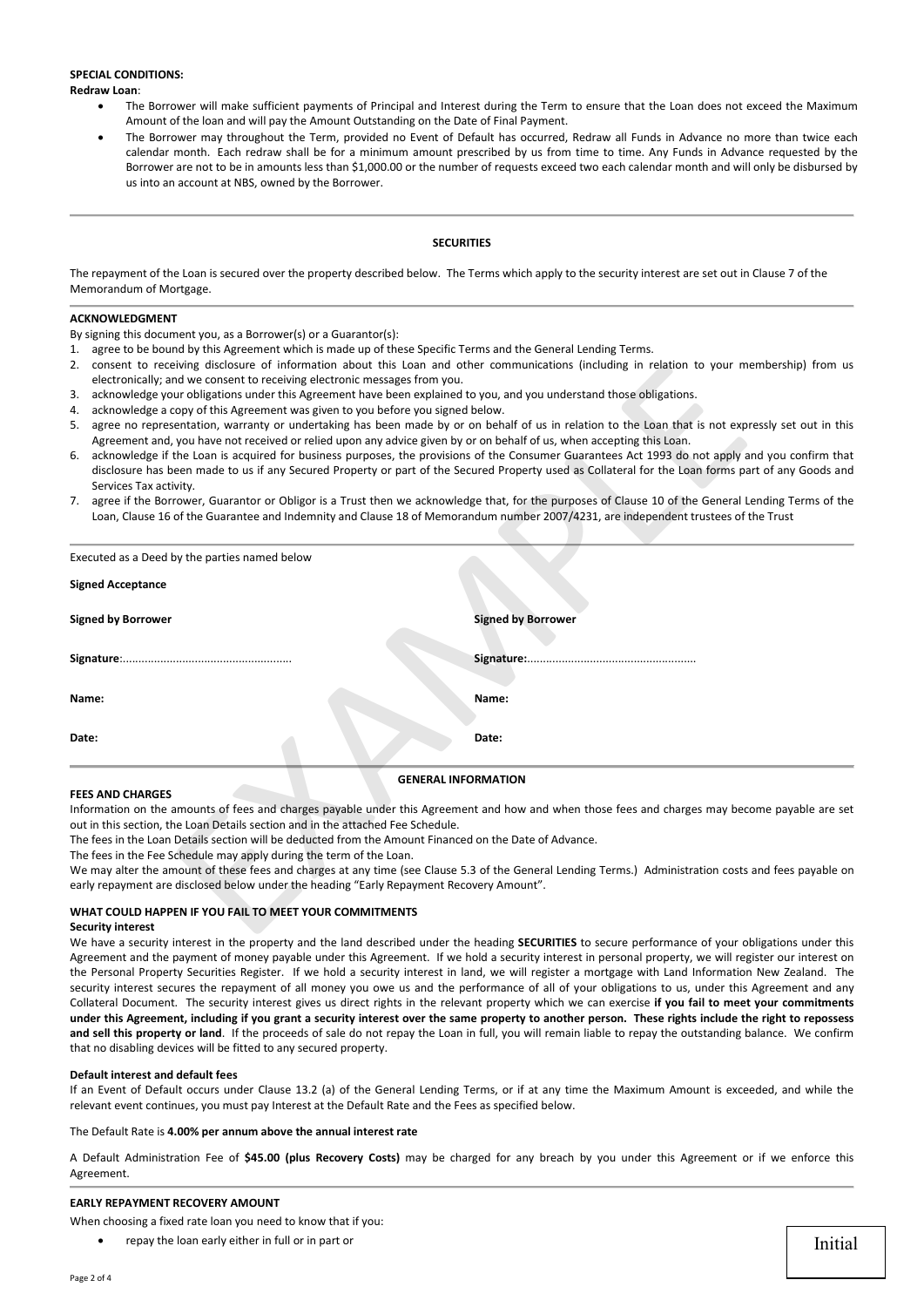**SPECIAL CONDITIONS:**

**Redraw Loan**:

- The Borrower will make sufficient payments of Principal and Interest during the Term to ensure that the Loan does not exceed the Maximum Amount of the loan and will pay the Amount Outstanding on the Date of Final Payment.
- The Borrower may throughout the Term, provided no Event of Default has occurred, Redraw all Funds in Advance no more than twice each calendar month. Each redraw shall be for a minimum amount prescribed by us from time to time. Any Funds in Advance requested by the Borrower are not to be in amounts less than $1,000.00 or the number of requests exceed two each calendar month and will only be disbursed by us into an account at NBS, owned by the Borrower.

## SECURITIES

The repayment of the Loan is secured over the property described below. The Terms which apply to the security interest are set out in Clause 7 of the Memorandum of Mortgage.

**ACKNOWLEDGMENT**

By signing this document you, as a Borrower(s) or a Guarantor(s):

1. agree to be bound by this Agreement which is made up of these Specific Terms and the General Lending Terms.
2. consent to receiving disclosure of information about this Loan and other communications (including in relation to your membership) from us electronically; and we consent to receiving electronic messages from you.
3. acknowledge your obligations under this Agreement have been explained to you, and you understand those obligations.
4. acknowledge a copy of this Agreement was given to you before you signed below.
5. agree no representation, warranty or undertaking has been made by or on behalf of us in relation to the Loan that is not expressly set out in this Agreement and, you have not received or relied upon any advice given by or on behalf of us, when accepting this Loan.
6. acknowledge if the Loan is acquired for business purposes, the provisions of the Consumer Guarantees Act 1993 do not apply and you confirm that disclosure has been made to us if any Secured Property or part of the Secured Property used as Collateral for the Loan forms part of any Goods and Services Tax activity.
7. agree if the Borrower, Guarantor or Obligor is a Trust then we acknowledge that, for the purposes of Clause 10 of the General Lending Terms of the Loan, Clause 16 of the Guarantee and Indemnity and Clause 18 of Memorandum number 2007/4231, are independent trustees of the Trust

Executed as a Deed by the parties named below

**Signed Acceptance**

| **Signed by Borrower** | **Signed by Borrower** |
|---|---|
| **Signature**:..................................................... | **Signature:**..................................................... |
| **Name:** | **Name:** |
| **Date:** | **Date:** |

## GENERAL INFORMATION

**FEES AND CHARGES**

Information on the amounts of fees and charges payable under this Agreement and how and when those fees and charges may become payable are set out in this section, the Loan Details section and in the attached Fee Schedule.

The fees in the Loan Details section will be deducted from the Amount Financed on the Date of Advance.

The fees in the Fee Schedule may apply during the term of the Loan.

We may alter the amount of these fees and charges at any time (see Clause 5.3 of the General Lending Terms.) Administration costs and fees payable on early repayment are disclosed below under the heading "Early Repayment Recovery Amount".

**WHAT COULD HAPPEN IF YOU FAIL TO MEET YOUR COMMITMENTS**

**Security interest**

We have a security interest in the property and the land described under the heading **SECURITIES** to secure performance of your obligations under this Agreement and the payment of money payable under this Agreement. If we hold a security interest in personal property, we will register our interest on the Personal Property Securities Register. If we hold a security interest in land, we will register a mortgage with Land Information New Zealand. The security interest secures the repayment of all money you owe us and the performance of all of your obligations to us, under this Agreement and any Collateral Document. The security interest gives us direct rights in the relevant property which we can exercise **if you fail to meet your commitments under this Agreement, including if you grant a security interest over the same property to another person. These rights include the right to repossess and sell this property or land**. If the proceeds of sale do not repay the Loan in full, you will remain liable to repay the outstanding balance. We confirm that no disabling devices will be fitted to any secured property.

**Default interest and default fees**

If an Event of Default occurs under Clause 13.2 (a) of the General Lending Terms, or if at any time the Maximum Amount is exceeded, and while the relevant event continues, you must pay Interest at the Default Rate and the Fees as specified below.

The Default Rate is **4.00% per annum above the annual interest rate**

A Default Administration Fee of **$45.00 (plus Recovery Costs)** may be charged for any breach by you under this Agreement or if we enforce this Agreement.

**EARLY REPAYMENT RECOVERY AMOUNT**

When choosing a fixed rate loan you need to know that if you:

- repay the loan early either in full or in part or

Initial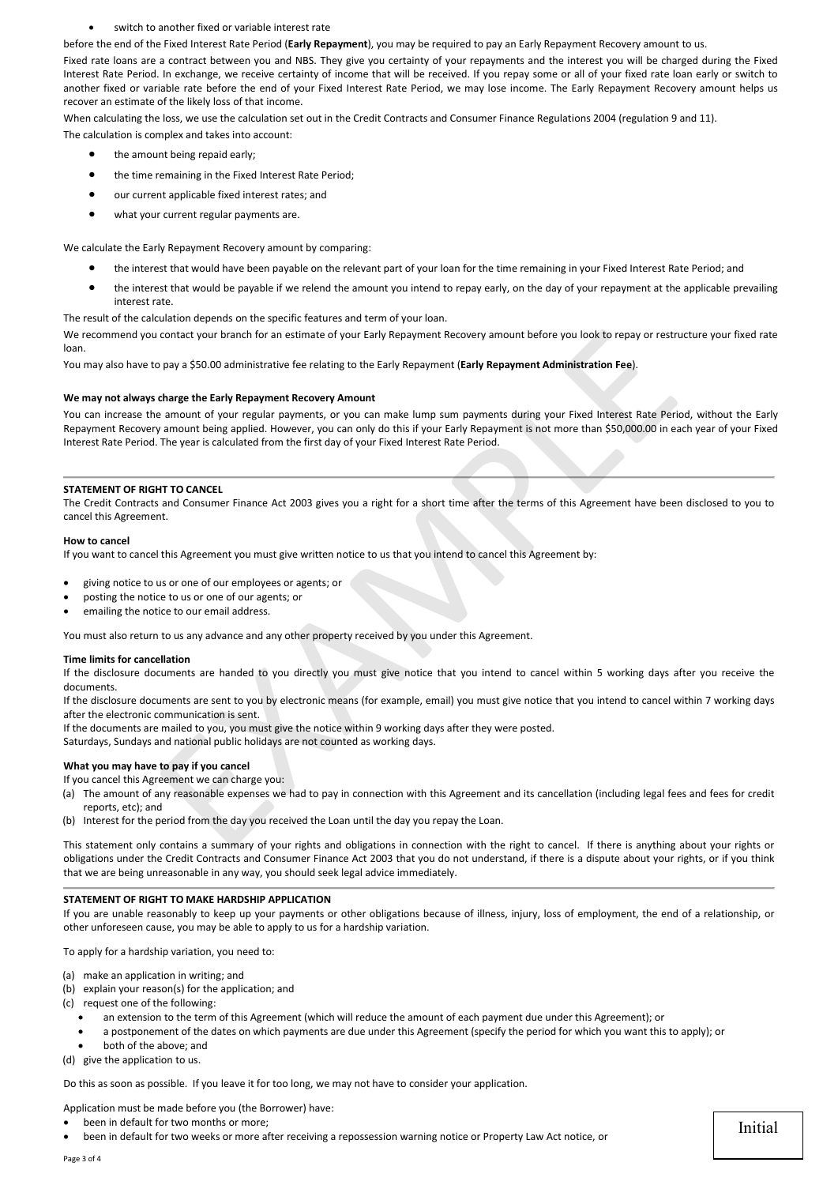- switch to another fixed or variable interest rate

before the end of the Fixed Interest Rate Period (**Early Repayment**), you may be required to pay an Early Repayment Recovery amount to us.

Fixed rate loans are a contract between you and NBS. They give you certainty of your repayments and the interest you will be charged during the Fixed Interest Rate Period. In exchange, we receive certainty of income that will be received. If you repay some or all of your fixed rate loan early or switch to another fixed or variable rate before the end of your Fixed Interest Rate Period, we may lose income. The Early Repayment Recovery amount helps us recover an estimate of the likely loss of that income.

When calculating the loss, we use the calculation set out in the Credit Contracts and Consumer Finance Regulations 2004 (regulation 9 and 11).

The calculation is complex and takes into account:

- the amount being repaid early;
- the time remaining in the Fixed Interest Rate Period;
- our current applicable fixed interest rates; and
- what your current regular payments are.

We calculate the Early Repayment Recovery amount by comparing:

- the interest that would have been payable on the relevant part of your loan for the time remaining in your Fixed Interest Rate Period; and
- the interest that would be payable if we relend the amount you intend to repay early, on the day of your repayment at the applicable prevailing interest rate.

The result of the calculation depends on the specific features and term of your loan.

We recommend you contact your branch for an estimate of your Early Repayment Recovery amount before you look to repay or restructure your fixed rate loan.

You may also have to pay a $50.00 administrative fee relating to the Early Repayment (**Early Repayment Administration Fee**).

**We may not always charge the Early Repayment Recovery Amount**

You can increase the amount of your regular payments, or you can make lump sum payments during your Fixed Interest Rate Period, without the Early Repayment Recovery amount being applied. However, you can only do this if your Early Repayment is not more than $50,000.00 in each year of your Fixed Interest Rate Period. The year is calculated from the first day of your Fixed Interest Rate Period.

---

**STATEMENT OF RIGHT TO CANCEL**

The Credit Contracts and Consumer Finance Act 2003 gives you a right for a short time after the terms of this Agreement have been disclosed to you to cancel this Agreement.

**How to cancel**

If you want to cancel this Agreement you must give written notice to us that you intend to cancel this Agreement by:

- giving notice to us or one of our employees or agents; or
- posting the notice to us or one of our agents; or
- emailing the notice to our email address.

You must also return to us any advance and any other property received by you under this Agreement.

**Time limits for cancellation**

If the disclosure documents are handed to you directly you must give notice that you intend to cancel within 5 working days after you receive the documents.

If the disclosure documents are sent to you by electronic means (for example, email) you must give notice that you intend to cancel within 7 working days after the electronic communication is sent.

If the documents are mailed to you, you must give the notice within 9 working days after they were posted.

Saturdays, Sundays and national public holidays are not counted as working days.

**What you may have to pay if you cancel**

If you cancel this Agreement we can charge you:

(a) The amount of any reasonable expenses we had to pay in connection with this Agreement and its cancellation (including legal fees and fees for credit reports, etc); and
(b) Interest for the period from the day you received the Loan until the day you repay the Loan.

This statement only contains a summary of your rights and obligations in connection with the right to cancel. If there is anything about your rights or obligations under the Credit Contracts and Consumer Finance Act 2003 that you do not understand, if there is a dispute about your rights, or if you think that we are being unreasonable in any way, you should seek legal advice immediately.

---

**STATEMENT OF RIGHT TO MAKE HARDSHIP APPLICATION**

If you are unable reasonably to keep up your payments or other obligations because of illness, injury, loss of employment, the end of a relationship, or other unforeseen cause, you may be able to apply to us for a hardship variation.

To apply for a hardship variation, you need to:

(a) make an application in writing; and
(b) explain your reason(s) for the application; and
(c) request one of the following:
    - an extension to the term of this Agreement (which will reduce the amount of each payment due under this Agreement); or
    - a postponement of the dates on which payments are due under this Agreement (specify the period for which you want this to apply); or
    - both of the above; and
(d) give the application to us.

Do this as soon as possible. If you leave it for too long, we may not have to consider your application.

Application must be made before you (the Borrower) have:

- been in default for two months or more;
- been in default for two weeks or more after receiving a repossession warning notice or Property Law Act notice, or

Initial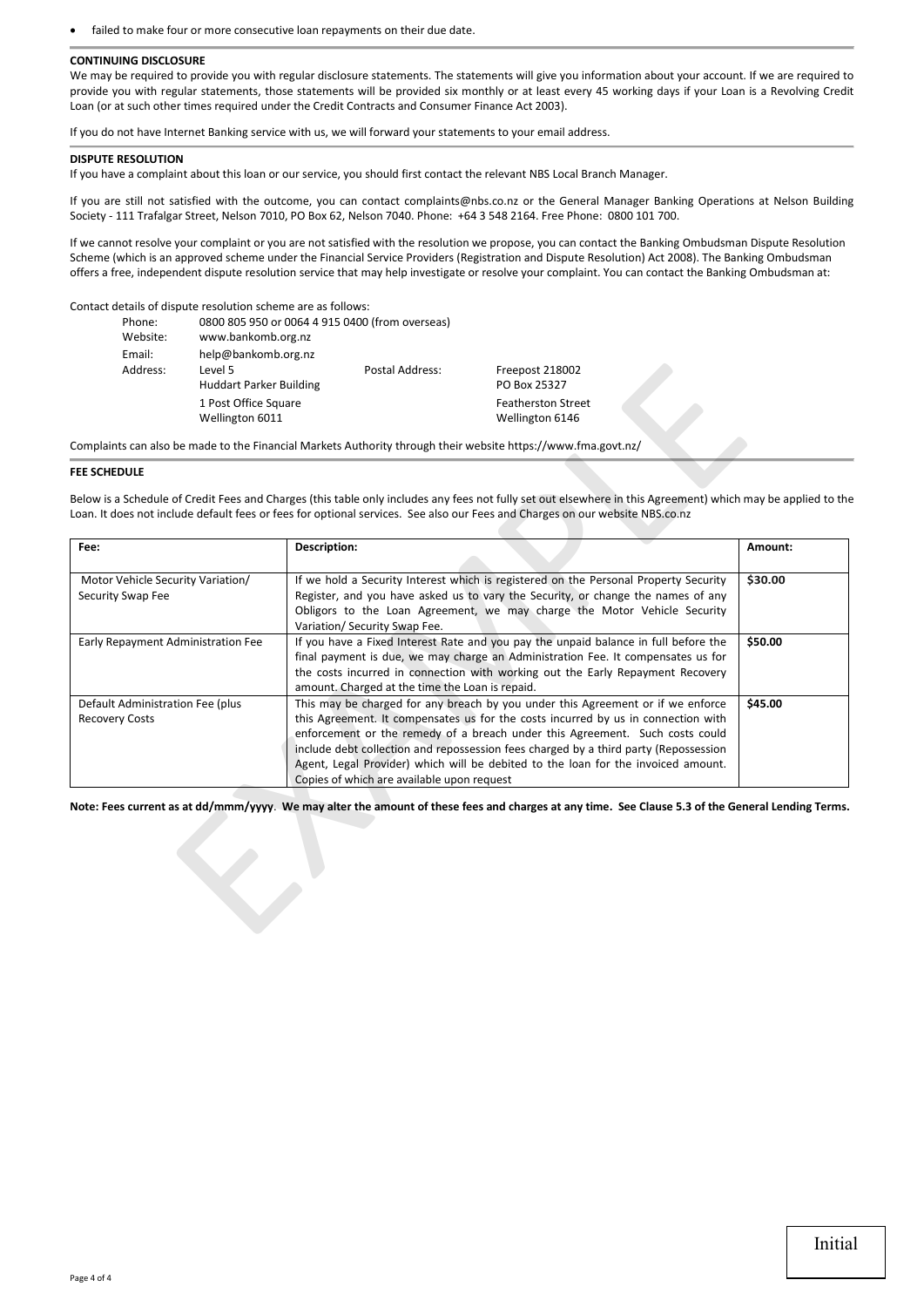- failed to make four or more consecutive loan repayments on their due date.

**CONTINUING DISCLOSURE**

We may be required to provide you with regular disclosure statements. The statements will give you information about your account. If we are required to provide you with regular statements, those statements will be provided six monthly or at least every 45 working days if your Loan is a Revolving Credit Loan (or at such other times required under the Credit Contracts and Consumer Finance Act 2003).

If you do not have Internet Banking service with us, we will forward your statements to your email address.

**DISPUTE RESOLUTION**

If you have a complaint about this loan or our service, you should first contact the relevant NBS Local Branch Manager.

If you are still not satisfied with the outcome, you can contact complaints@nbs.co.nz or the General Manager Banking Operations at Nelson Building Society - 111 Trafalgar Street, Nelson 7010, PO Box 62, Nelson 7040. Phone: +64 3 548 2164. Free Phone: 0800 101 700.

If we cannot resolve your complaint or you are not satisfied with the resolution we propose, you can contact the Banking Ombudsman Dispute Resolution Scheme (which is an approved scheme under the Financial Service Providers (Registration and Dispute Resolution) Act 2008). The Banking Ombudsman offers a free, independent dispute resolution service that may help investigate or resolve your complaint. You can contact the Banking Ombudsman at:

Contact details of dispute resolution scheme are as follows:

Phone: 0800 805 950 or 0064 4 915 0400 (from overseas)
Website: www.bankomb.org.nz
Email: help@bankomb.org.nz
Address: Level 5, Huddart Parker Building, 1 Post Office Square, Wellington 6011
Postal Address: Freepost 218002, PO Box 25327, Featherston Street, Wellington 6146

Complaints can also be made to the Financial Markets Authority through their website https://www.fma.govt.nz/

**FEE SCHEDULE**

Below is a Schedule of Credit Fees and Charges (this table only includes any fees not fully set out elsewhere in this Agreement) which may be applied to the Loan. It does not include default fees or fees for optional services. See also our Fees and Charges on our website NBS.co.nz

| Fee: | Description: | Amount: |
|---|---|---|
| Motor Vehicle Security Variation/ Security Swap Fee | If we hold a Security Interest which is registered on the Personal Property Security Register, and you have asked us to vary the Security, or change the names of any Obligors to the Loan Agreement, we may charge the Motor Vehicle Security Variation/ Security Swap Fee. | **$30.00** |
| Early Repayment Administration Fee | If you have a Fixed Interest Rate and you pay the unpaid balance in full before the final payment is due, we may charge an Administration Fee. It compensates us for the costs incurred in connection with working out the Early Repayment Recovery amount. Charged at the time the Loan is repaid. | **$50.00** |
| Default Administration Fee (plus Recovery Costs | This may be charged for any breach by you under this Agreement or if we enforce this Agreement. It compensates us for the costs incurred by us in connection with enforcement or the remedy of a breach under this Agreement. Such costs could include debt collection and repossession fees charged by a third party (Repossession Agent, Legal Provider) which will be debited to the loan for the invoiced amount. Copies of which are available upon request | **$45.00** |

**Note: Fees current as at dd/mmm/yyyy. We may alter the amount of these fees and charges at any time. See Clause 5.3 of the General Lending Terms.**

Initial